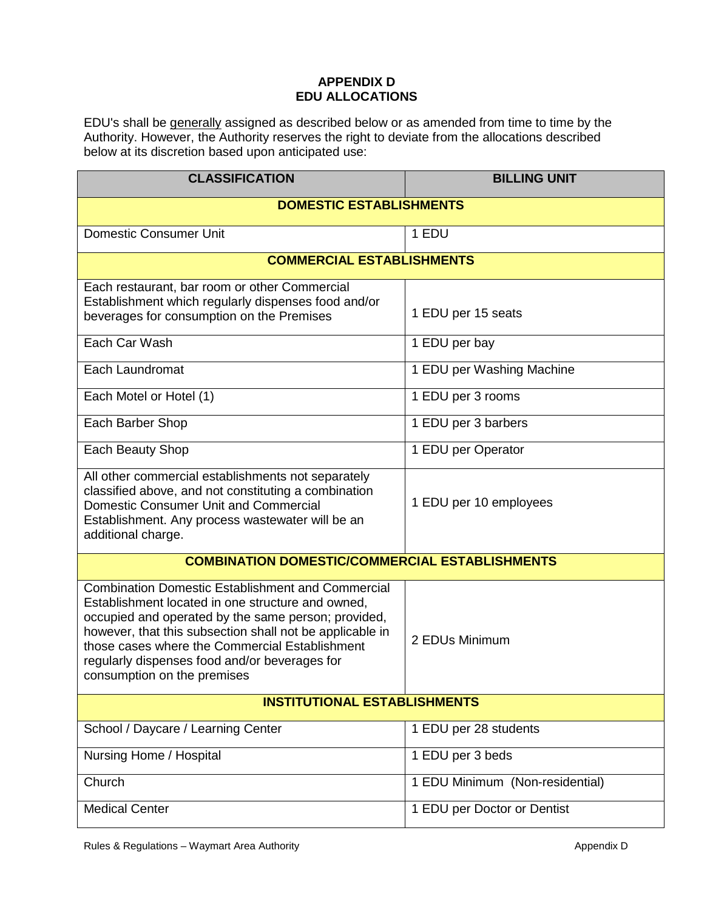# APPENDIX D
# EDU ALLOCATIONS

EDU's shall be generally assigned as described below or as amended from time to time by the Authority. However, the Authority reserves the right to deviate from the allocations described below at its discretion based upon anticipated use:

| CLASSIFICATION | BILLING UNIT |
|---|---|
| **DOMESTIC ESTABLISHMENTS** | |
| Domestic Consumer Unit | 1 EDU |
| **COMMERCIAL ESTABLISHMENTS** | |
| Each restaurant, bar room or other Commercial Establishment which regularly dispenses food and/or beverages for consumption on the Premises | 1 EDU per 15 seats |
| Each Car Wash | 1 EDU per bay |
| Each Laundromat | 1 EDU per Washing Machine |
| Each Motel or Hotel (1) | 1 EDU per 3 rooms |
| Each Barber Shop | 1 EDU per 3 barbers |
| Each Beauty Shop | 1 EDU per Operator |
| All other commercial establishments not separately classified above, and not constituting a combination Domestic Consumer Unit and Commercial Establishment. Any process wastewater will be an additional charge. | 1 EDU per 10 employees |
| **COMBINATION DOMESTIC/COMMERCIAL ESTABLISHMENTS** | |
| Combination Domestic Establishment and Commercial Establishment located in one structure and owned, occupied and operated by the same person; provided, however, that this subsection shall not be applicable in those cases where the Commercial Establishment regularly dispenses food and/or beverages for consumption on the premises | 2 EDUs Minimum |
| **INSTITUTIONAL ESTABLISHMENTS** | |
| School / Daycare / Learning Center | 1 EDU per 28 students |
| Nursing Home / Hospital | 1 EDU per 3 beds |
| Church | 1 EDU Minimum (Non-residential) |
| Medical Center | 1 EDU per Doctor or Dentist |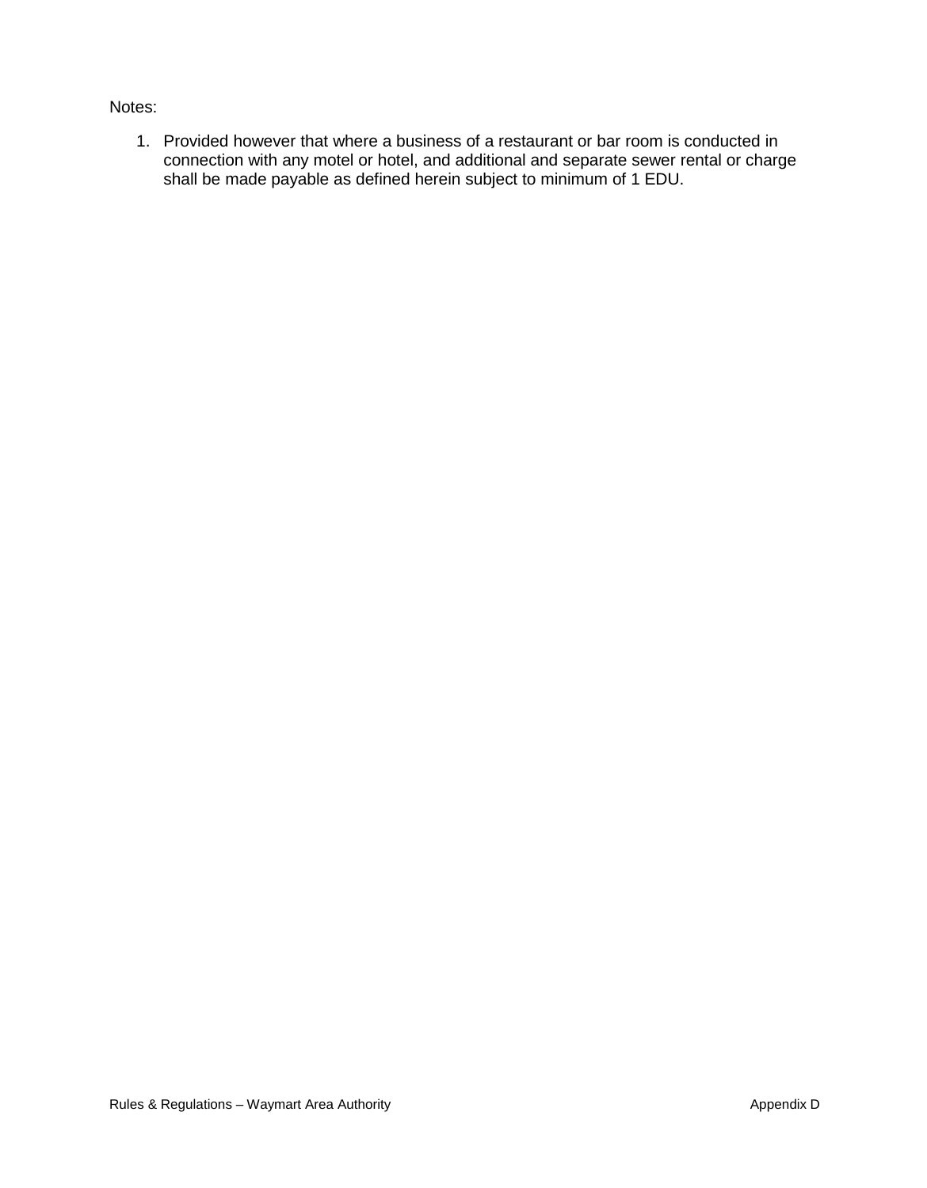Notes:

1. Provided however that where a business of a restaurant or bar room is conducted in connection with any motel or hotel, and additional and separate sewer rental or charge shall be made payable as defined herein subject to minimum of 1 EDU.